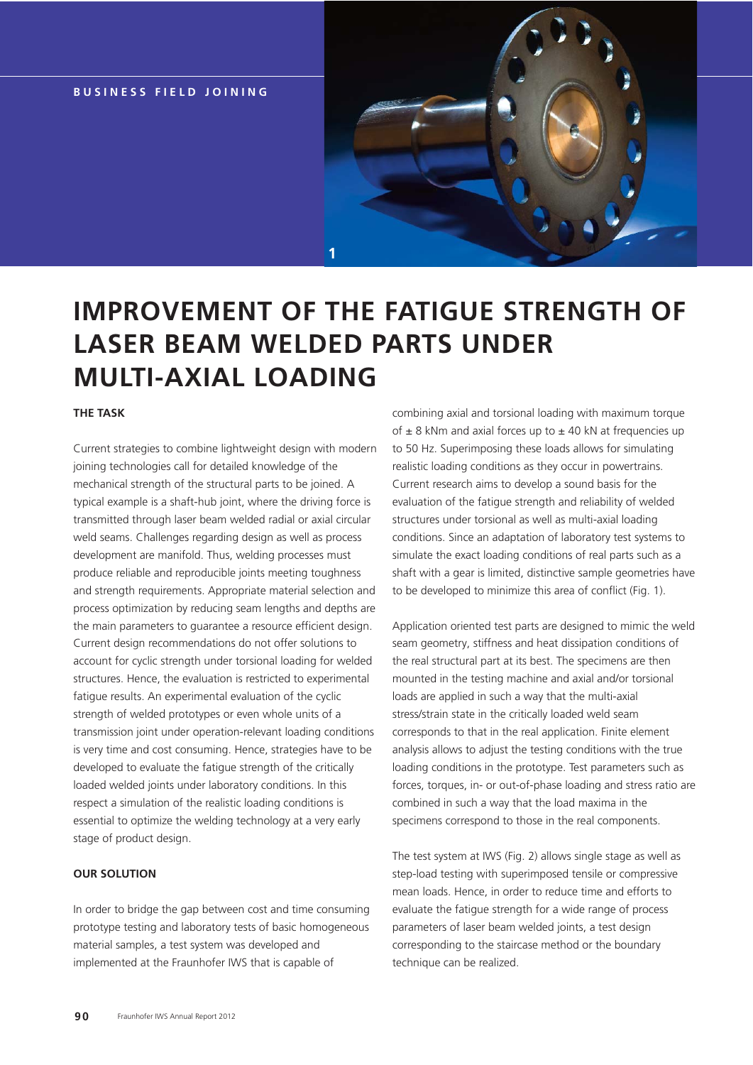BUSINESS FIELD JOINING

1

# IMPROVEMENT OF THE FATIGUE STRENGTH OF LASER BEAM WELDED PARTS UNDER MULTI-AXIAL LOADING

## THE TASK

Current strategies to combine lightweight design with modern joining technologies call for detailed knowledge of the mechanical strength of the structural parts to be joined. A typical example is a shaft-hub joint, where the driving force is transmitted through laser beam welded radial or axial circular weld seams. Challenges regarding design as well as process development are manifold. Thus, welding processes must produce reliable and reproducible joints meeting toughness and strength requirements. Appropriate material selection and process optimization by reducing seam lengths and depths are the main parameters to guarantee a resource efficient design. Current design recommendations do not offer solutions to account for cyclic strength under torsional loading for welded structures. Hence, the evaluation is restricted to experimental fatigue results. An experimental evaluation of the cyclic strength of welded prototypes or even whole units of a transmission joint under operation-relevant loading conditions is very time and cost consuming. Hence, strategies have to be developed to evaluate the fatigue strength of the critically loaded welded joints under laboratory conditions. In this respect a simulation of the realistic loading conditions is essential to optimize the welding technology at a very early stage of product design.

## OUR SOLUTION

In order to bridge the gap between cost and time consuming prototype testing and laboratory tests of basic homogeneous material samples, a test system was developed and implemented at the Fraunhofer IWS that is capable of combining axial and torsional loading with maximum torque of ± 8 kNm and axial forces up to ± 40 kN at frequencies up to 50 Hz. Superimposing these loads allows for simulating realistic loading conditions as they occur in powertrains. Current research aims to develop a sound basis for the evaluation of the fatigue strength and reliability of welded structures under torsional as well as multi-axial loading conditions. Since an adaptation of laboratory test systems to simulate the exact loading conditions of real parts such as a shaft with a gear is limited, distinctive sample geometries have to be developed to minimize this area of conflict (Fig. 1).

Application oriented test parts are designed to mimic the weld seam geometry, stiffness and heat dissipation conditions of the real structural part at its best. The specimens are then mounted in the testing machine and axial and/or torsional loads are applied in such a way that the multi-axial stress/strain state in the critically loaded weld seam corresponds to that in the real application. Finite element analysis allows to adjust the testing conditions with the true loading conditions in the prototype. Test parameters such as forces, torques, in- or out-of-phase loading and stress ratio are combined in such a way that the load maxima in the specimens correspond to those in the real components.

The test system at IWS (Fig. 2) allows single stage as well as step-load testing with superimposed tensile or compressive mean loads. Hence, in order to reduce time and efforts to evaluate the fatigue strength for a wide range of process parameters of laser beam welded joints, a test design corresponding to the staircase method or the boundary technique can be realized.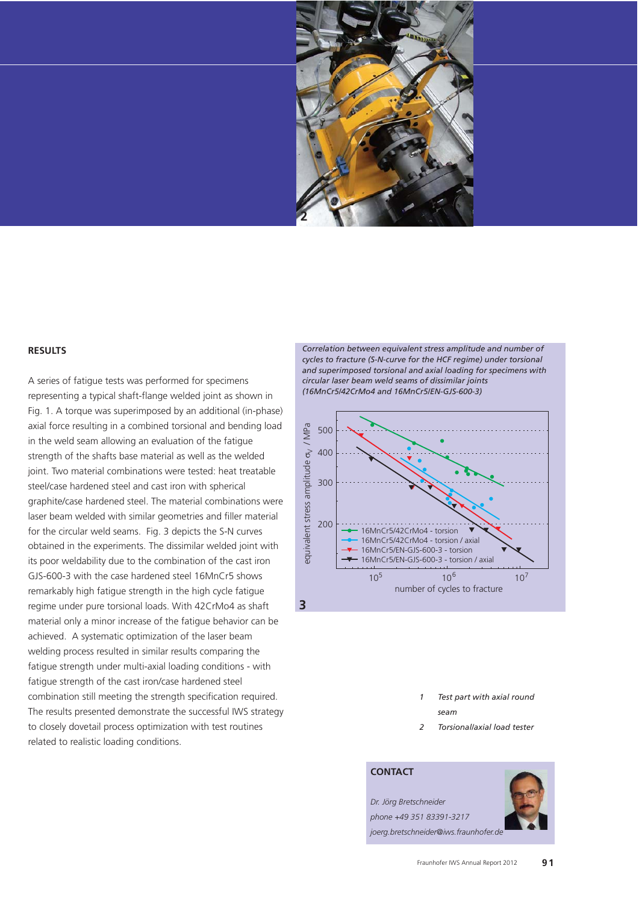## RESULTS

A series of fatigue tests was performed for specimens representing a typical shaft-flange welded joint as shown in Fig. 1. A torque was superimposed by an additional (in-phase) axial force resulting in a combined torsional and bending load in the weld seam allowing an evaluation of the fatigue strength of the shafts base material as well as the welded joint. Two material combinations were tested: heat treatable steel/case hardened steel and cast iron with spherical graphite/case hardened steel. The material combinations were laser beam welded with similar geometries and filler material for the circular weld seams. Fig. 3 depicts the S-N curves obtained in the experiments. The dissimilar welded joint with its poor weldability due to the combination of the cast iron GJS-600-3 with the case hardened steel 16MnCr5 shows remarkably high fatigue strength in the high cycle fatigue regime under pure torsional loads. With 42CrMo4 as shaft material only a minor increase of the fatigue behavior can be achieved. A systematic optimization of the laser beam welding process resulted in similar results comparing the fatigue strength under multi-axial loading conditions - with fatigue strength of the cast iron/case hardened steel combination still meeting the strength specification required. The results presented demonstrate the successful IWS strategy to closely dovetail process optimization with test routines related to realistic loading conditions.

2

*Correlation between equivalent stress amplitude and number of cycles to fracture (S-N-curve for the HCF regime) under torsional and superimposed torsional and axial loading for specimens with circular laser beam weld seams of dissimilar joints (16MnCr5/42CrMo4 and 16MnCr5/EN-GJS-600-3)*

equivalent stress amplitude $\sigma_V$ / MPa

500
400
300
200

16MnCr5/42CrMo4 - torsion
16MnCr5/42CrMo4 - torsion / axial
16MnCr5/EN-GJS-600-3 - torsion
16MnCr5/EN-GJS-600-3 - torsion / axial

$10^5$
$10^6$
$10^7$

number of cycles to fracture

3

*1 Test part with axial round seam*

*2 Torsional/axial load tester*

**CONTACT**

*Dr. Jörg Bretschneider*

*phone +49 351 83391-3217*

*joerg.bretschneider@iws.fraunhofer.de*